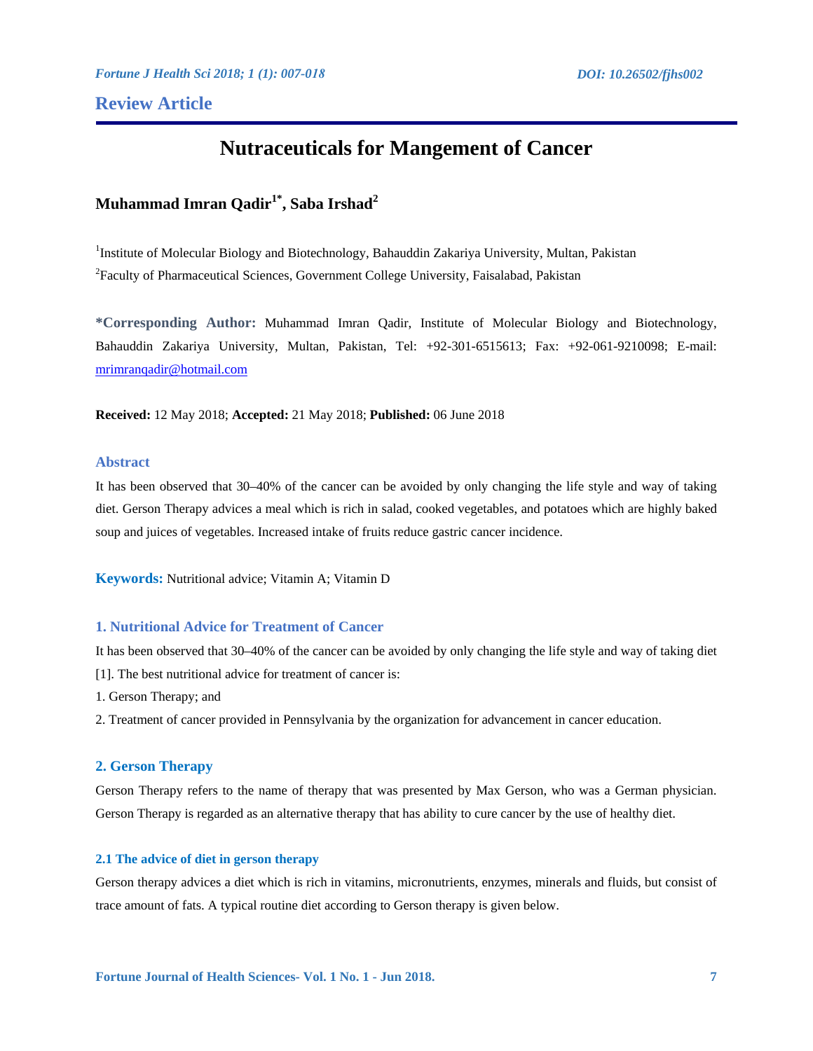**Review Article**

# Nutraceuticals for Mangement of Cancer

**Muhammad Imran Qadir[1*], Saba Irshad[2]**

[1]Institute of Molecular Biology and Biotechnology, Bahauddin Zakariya University, Multan, Pakistan

[2]Faculty of Pharmaceutical Sciences, Government College University, Faisalabad, Pakistan

**\*Corresponding Author:** Muhammad Imran Qadir, Institute of Molecular Biology and Biotechnology, Bahauddin Zakariya University, Multan, Pakistan, Tel: +92-301-6515613; Fax: +92-061-9210098; E-mail: mrimranqadir@hotmail.com

**Received:** 12 May 2018; **Accepted:** 21 May 2018; **Published:** 06 June 2018

## Abstract

It has been observed that 30–40% of the cancer can be avoided by only changing the life style and way of taking diet. Gerson Therapy advices a meal which is rich in salad, cooked vegetables, and potatoes which are highly baked soup and juices of vegetables. Increased intake of fruits reduce gastric cancer incidence.

**Keywords:** Nutritional advice; Vitamin A; Vitamin D

## 1. Nutritional Advice for Treatment of Cancer

It has been observed that 30–40% of the cancer can be avoided by only changing the life style and way of taking diet [1]. The best nutritional advice for treatment of cancer is:

1. Gerson Therapy; and
2. Treatment of cancer provided in Pennsylvania by the organization for advancement in cancer education.

## 2. Gerson Therapy

Gerson Therapy refers to the name of therapy that was presented by Max Gerson, who was a German physician. Gerson Therapy is regarded as an alternative therapy that has ability to cure cancer by the use of healthy diet.

### 2.1 The advice of diet in gerson therapy

Gerson therapy advices a diet which is rich in vitamins, micronutrients, enzymes, minerals and fluids, but consist of trace amount of fats. A typical routine diet according to Gerson therapy is given below.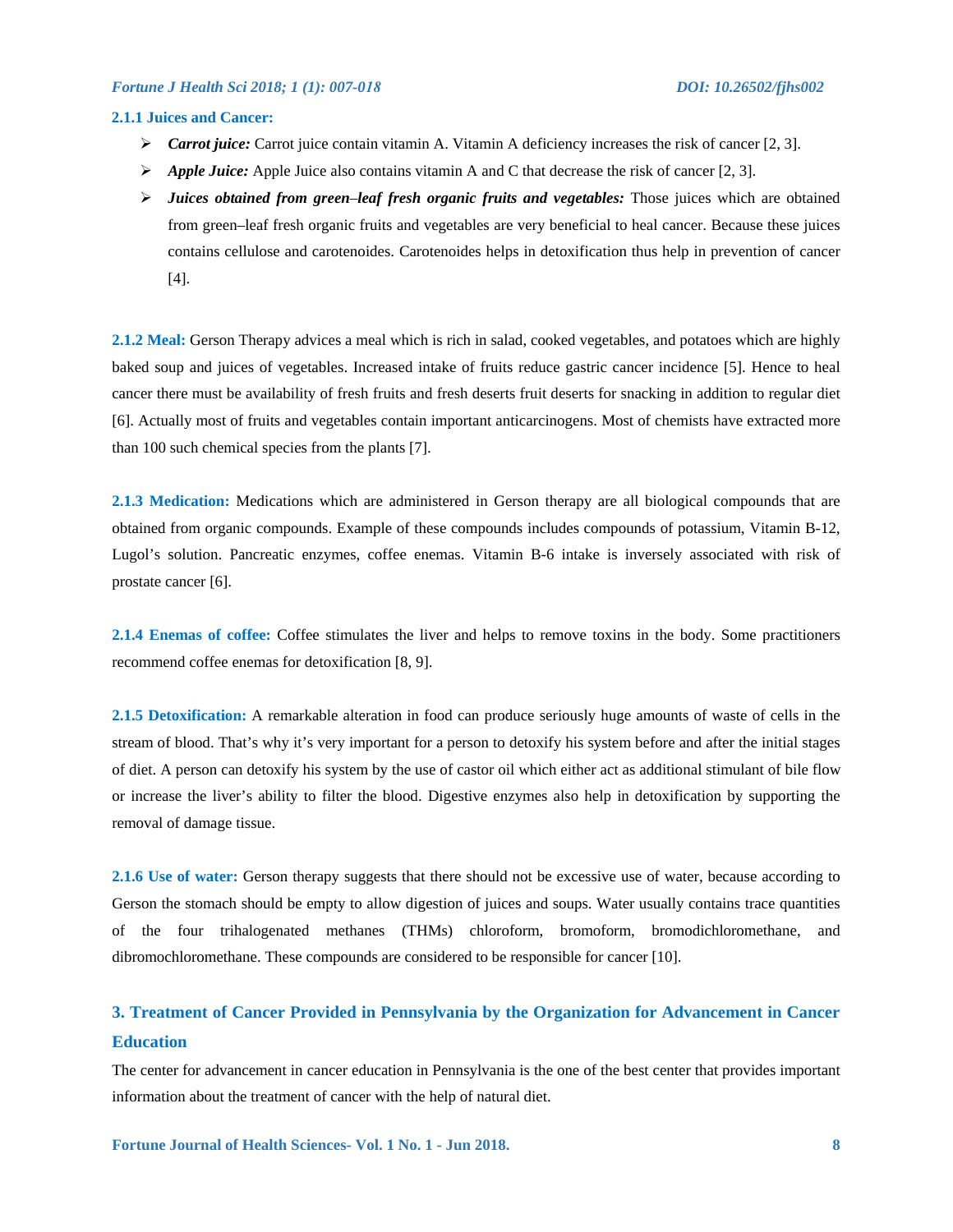#### 2.1.1 Juices and Cancer:

- ***Carrot juice:*** Carrot juice contain vitamin A. Vitamin A deficiency increases the risk of cancer [2, 3].
- ***Apple Juice:*** Apple Juice also contains vitamin A and C that decrease the risk of cancer [2, 3].
- ***Juices obtained from green–leaf fresh organic fruits and vegetables:*** Those juices which are obtained from green–leaf fresh organic fruits and vegetables are very beneficial to heal cancer. Because these juices contains cellulose and carotenoides. Carotenoides helps in detoxification thus help in prevention of cancer [4].

**2.1.2 Meal:** Gerson Therapy advices a meal which is rich in salad, cooked vegetables, and potatoes which are highly baked soup and juices of vegetables. Increased intake of fruits reduce gastric cancer incidence [5]. Hence to heal cancer there must be availability of fresh fruits and fresh deserts fruit deserts for snacking in addition to regular diet [6]. Actually most of fruits and vegetables contain important anticarcinogens. Most of chemists have extracted more than 100 such chemical species from the plants [7].

**2.1.3 Medication:** Medications which are administered in Gerson therapy are all biological compounds that are obtained from organic compounds. Example of these compounds includes compounds of potassium, Vitamin B-12, Lugol's solution. Pancreatic enzymes, coffee enemas. Vitamin B-6 intake is inversely associated with risk of prostate cancer [6].

**2.1.4 Enemas of coffee:** Coffee stimulates the liver and helps to remove toxins in the body. Some practitioners recommend coffee enemas for detoxification [8, 9].

**2.1.5 Detoxification:** A remarkable alteration in food can produce seriously huge amounts of waste of cells in the stream of blood. That's why it's very important for a person to detoxify his system before and after the initial stages of diet. A person can detoxify his system by the use of castor oil which either act as additional stimulant of bile flow or increase the liver's ability to filter the blood. Digestive enzymes also help in detoxification by supporting the removal of damage tissue.

**2.1.6 Use of water:** Gerson therapy suggests that there should not be excessive use of water, because according to Gerson the stomach should be empty to allow digestion of juices and soups. Water usually contains trace quantities of the four trihalogenated methanes (THMs) chloroform, bromoform, bromodichloromethane, and dibromochloromethane. These compounds are considered to be responsible for cancer [10].

## 3. Treatment of Cancer Provided in Pennsylvania by the Organization for Advancement in Cancer Education

The center for advancement in cancer education in Pennsylvania is the one of the best center that provides important information about the treatment of cancer with the help of natural diet.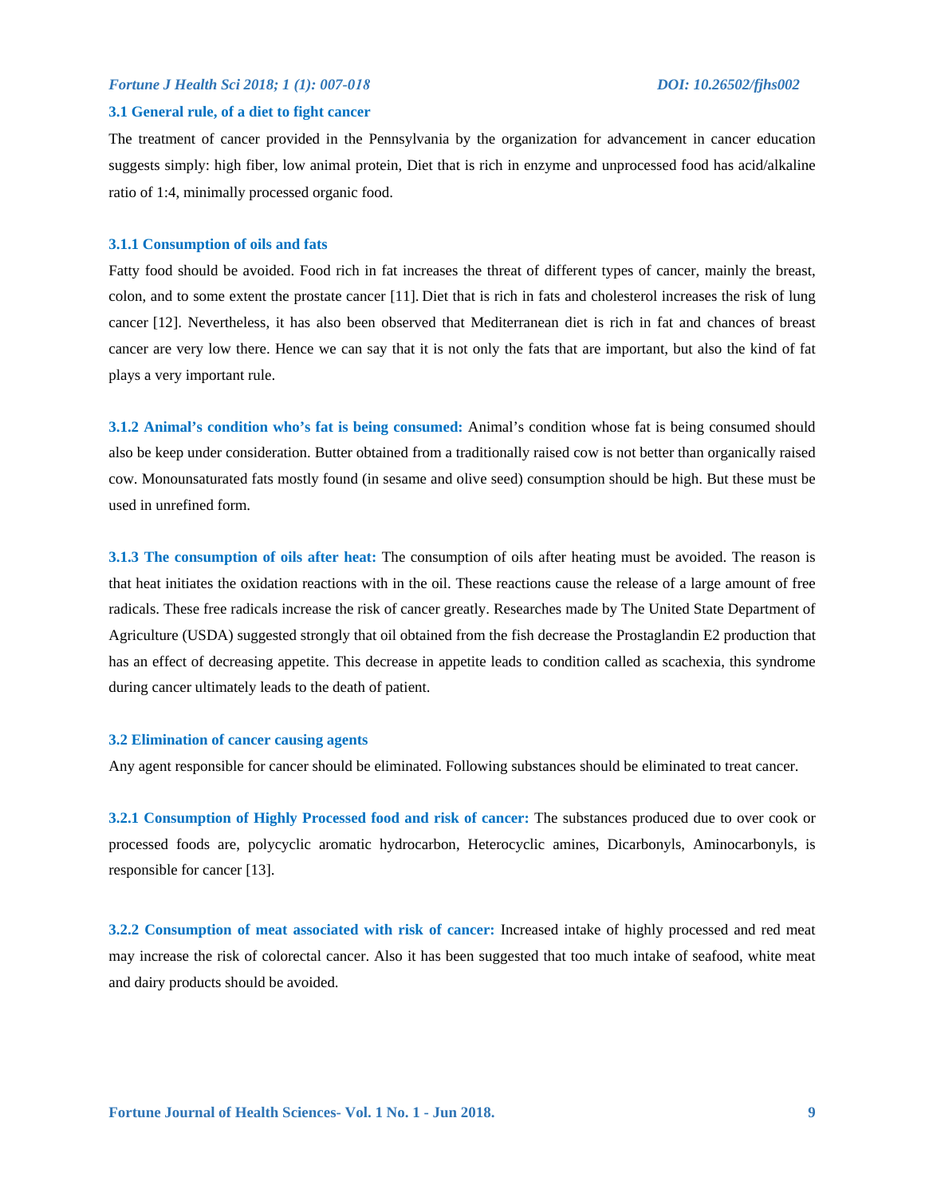### 3.1 General rule, of a diet to fight cancer

The treatment of cancer provided in the Pennsylvania by the organization for advancement in cancer education suggests simply: high fiber, low animal protein, Diet that is rich in enzyme and unprocessed food has acid/alkaline ratio of 1:4, minimally processed organic food.

#### 3.1.1 Consumption of oils and fats

Fatty food should be avoided. Food rich in fat increases the threat of different types of cancer, mainly the breast, colon, and to some extent the prostate cancer [11]. Diet that is rich in fats and cholesterol increases the risk of lung cancer [12]. Nevertheless, it has also been observed that Mediterranean diet is rich in fat and chances of breast cancer are very low there. Hence we can say that it is not only the fats that are important, but also the kind of fat plays a very important rule.

**3.1.2 Animal's condition who's fat is being consumed:** Animal's condition whose fat is being consumed should also be keep under consideration. Butter obtained from a traditionally raised cow is not better than organically raised cow. Monounsaturated fats mostly found (in sesame and olive seed) consumption should be high. But these must be used in unrefined form.

**3.1.3 The consumption of oils after heat:** The consumption of oils after heating must be avoided. The reason is that heat initiates the oxidation reactions with in the oil. These reactions cause the release of a large amount of free radicals. These free radicals increase the risk of cancer greatly. Researches made by The United State Department of Agriculture (USDA) suggested strongly that oil obtained from the fish decrease the Prostaglandin E2 production that has an effect of decreasing appetite. This decrease in appetite leads to condition called as scachexia, this syndrome during cancer ultimately leads to the death of patient.

### 3.2 Elimination of cancer causing agents

Any agent responsible for cancer should be eliminated. Following substances should be eliminated to treat cancer.

**3.2.1 Consumption of Highly Processed food and risk of cancer:** The substances produced due to over cook or processed foods are, polycyclic aromatic hydrocarbon, Heterocyclic amines, Dicarbonyls, Aminocarbonyls, is responsible for cancer [13].

**3.2.2 Consumption of meat associated with risk of cancer:** Increased intake of highly processed and red meat may increase the risk of colorectal cancer. Also it has been suggested that too much intake of seafood, white meat and dairy products should be avoided.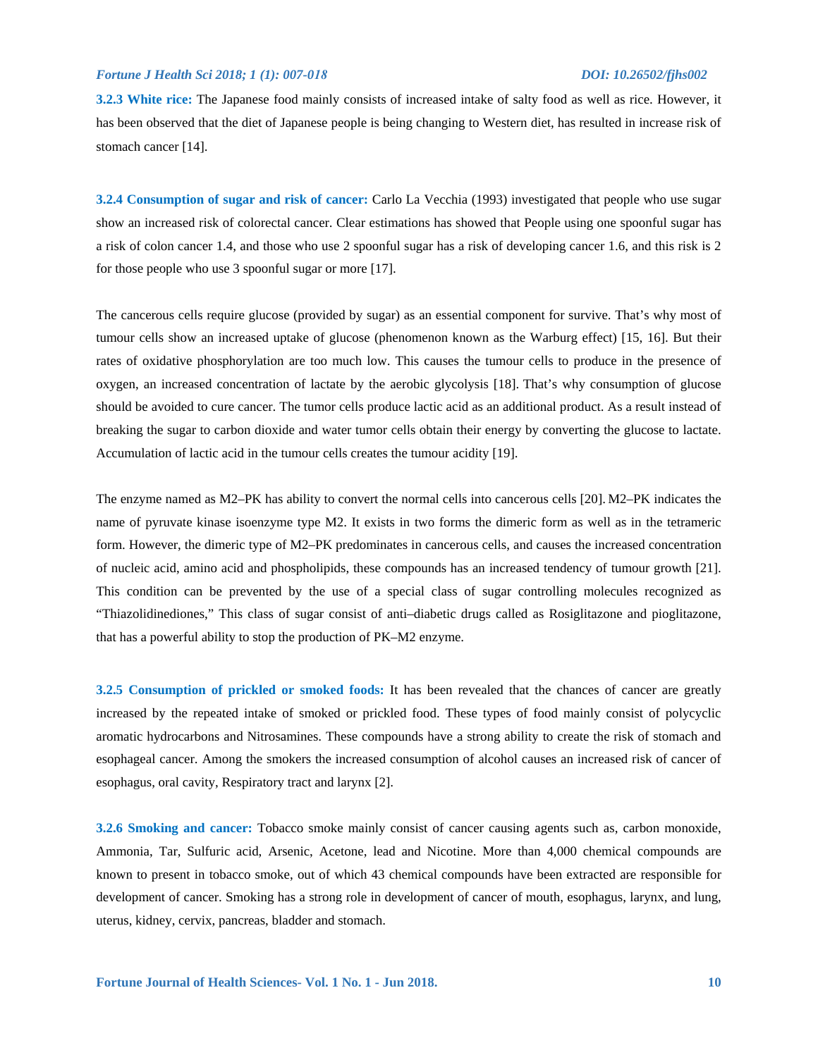**3.2.3 White rice:** The Japanese food mainly consists of increased intake of salty food as well as rice. However, it has been observed that the diet of Japanese people is being changing to Western diet, has resulted in increase risk of stomach cancer [14].

**3.2.4 Consumption of sugar and risk of cancer:** Carlo La Vecchia (1993) investigated that people who use sugar show an increased risk of colorectal cancer. Clear estimations has showed that People using one spoonful sugar has a risk of colon cancer 1.4, and those who use 2 spoonful sugar has a risk of developing cancer 1.6, and this risk is 2 for those people who use 3 spoonful sugar or more [17].

The cancerous cells require glucose (provided by sugar) as an essential component for survive. That's why most of tumour cells show an increased uptake of glucose (phenomenon known as the Warburg effect) [15, 16]. But their rates of oxidative phosphorylation are too much low. This causes the tumour cells to produce in the presence of oxygen, an increased concentration of lactate by the aerobic glycolysis [18]. That's why consumption of glucose should be avoided to cure cancer. The tumor cells produce lactic acid as an additional product. As a result instead of breaking the sugar to carbon dioxide and water tumor cells obtain their energy by converting the glucose to lactate. Accumulation of lactic acid in the tumour cells creates the tumour acidity [19].

The enzyme named as M2–PK has ability to convert the normal cells into cancerous cells [20]. M2–PK indicates the name of pyruvate kinase isoenzyme type M2. It exists in two forms the dimeric form as well as in the tetrameric form. However, the dimeric type of M2–PK predominates in cancerous cells, and causes the increased concentration of nucleic acid, amino acid and phospholipids, these compounds has an increased tendency of tumour growth [21]. This condition can be prevented by the use of a special class of sugar controlling molecules recognized as "Thiazolidinediones," This class of sugar consist of anti–diabetic drugs called as Rosiglitazone and pioglitazone, that has a powerful ability to stop the production of PK–M2 enzyme.

**3.2.5 Consumption of prickled or smoked foods:** It has been revealed that the chances of cancer are greatly increased by the repeated intake of smoked or prickled food. These types of food mainly consist of polycyclic aromatic hydrocarbons and Nitrosamines. These compounds have a strong ability to create the risk of stomach and esophageal cancer. Among the smokers the increased consumption of alcohol causes an increased risk of cancer of esophagus, oral cavity, Respiratory tract and larynx [2].

**3.2.6 Smoking and cancer:** Tobacco smoke mainly consist of cancer causing agents such as, carbon monoxide, Ammonia, Tar, Sulfuric acid, Arsenic, Acetone, lead and Nicotine. More than 4,000 chemical compounds are known to present in tobacco smoke, out of which 43 chemical compounds have been extracted are responsible for development of cancer. Smoking has a strong role in development of cancer of mouth, esophagus, larynx, and lung, uterus, kidney, cervix, pancreas, bladder and stomach.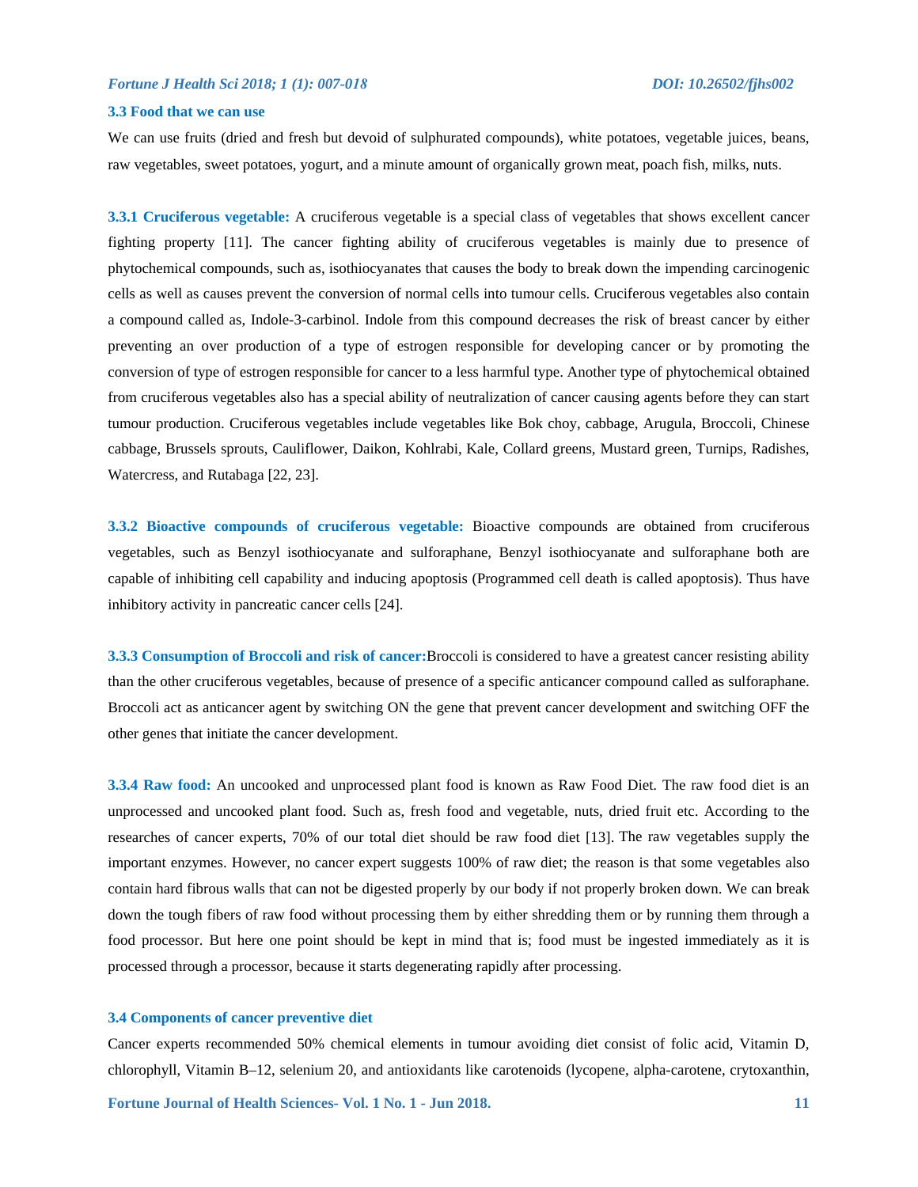### 3.3 Food that we can use

We can use fruits (dried and fresh but devoid of sulphurated compounds), white potatoes, vegetable juices, beans, raw vegetables, sweet potatoes, yogurt, and a minute amount of organically grown meat, poach fish, milks, nuts.

**3.3.1 Cruciferous vegetable:** A cruciferous vegetable is a special class of vegetables that shows excellent cancer fighting property [11]. The cancer fighting ability of cruciferous vegetables is mainly due to presence of phytochemical compounds, such as, isothiocyanates that causes the body to break down the impending carcinogenic cells as well as causes prevent the conversion of normal cells into tumour cells. Cruciferous vegetables also contain a compound called as, Indole-3-carbinol. Indole from this compound decreases the risk of breast cancer by either preventing an over production of a type of estrogen responsible for developing cancer or by promoting the conversion of type of estrogen responsible for cancer to a less harmful type. Another type of phytochemical obtained from cruciferous vegetables also has a special ability of neutralization of cancer causing agents before they can start tumour production. Cruciferous vegetables include vegetables like Bok choy, cabbage, Arugula, Broccoli, Chinese cabbage, Brussels sprouts, Cauliflower, Daikon, Kohlrabi, Kale, Collard greens, Mustard green, Turnips, Radishes, Watercress, and Rutabaga [22, 23].

**3.3.2 Bioactive compounds of cruciferous vegetable:** Bioactive compounds are obtained from cruciferous vegetables, such as Benzyl isothiocyanate and sulforaphane, Benzyl isothiocyanate and sulforaphane both are capable of inhibiting cell capability and inducing apoptosis (Programmed cell death is called apoptosis). Thus have inhibitory activity in pancreatic cancer cells [24].

**3.3.3 Consumption of Broccoli and risk of cancer:**Broccoli is considered to have a greatest cancer resisting ability than the other cruciferous vegetables, because of presence of a specific anticancer compound called as sulforaphane. Broccoli act as anticancer agent by switching ON the gene that prevent cancer development and switching OFF the other genes that initiate the cancer development.

**3.3.4 Raw food:** An uncooked and unprocessed plant food is known as Raw Food Diet. The raw food diet is an unprocessed and uncooked plant food. Such as, fresh food and vegetable, nuts, dried fruit etc. According to the researches of cancer experts, 70% of our total diet should be raw food diet [13]. The raw vegetables supply the important enzymes. However, no cancer expert suggests 100% of raw diet; the reason is that some vegetables also contain hard fibrous walls that can not be digested properly by our body if not properly broken down. We can break down the tough fibers of raw food without processing them by either shredding them or by running them through a food processor. But here one point should be kept in mind that is; food must be ingested immediately as it is processed through a processor, because it starts degenerating rapidly after processing.

### 3.4 Components of cancer preventive diet

Cancer experts recommended 50% chemical elements in tumour avoiding diet consist of folic acid, Vitamin D, chlorophyll, Vitamin B–12, selenium 20, and antioxidants like carotenoids (lycopene, alpha-carotene, crytoxanthin,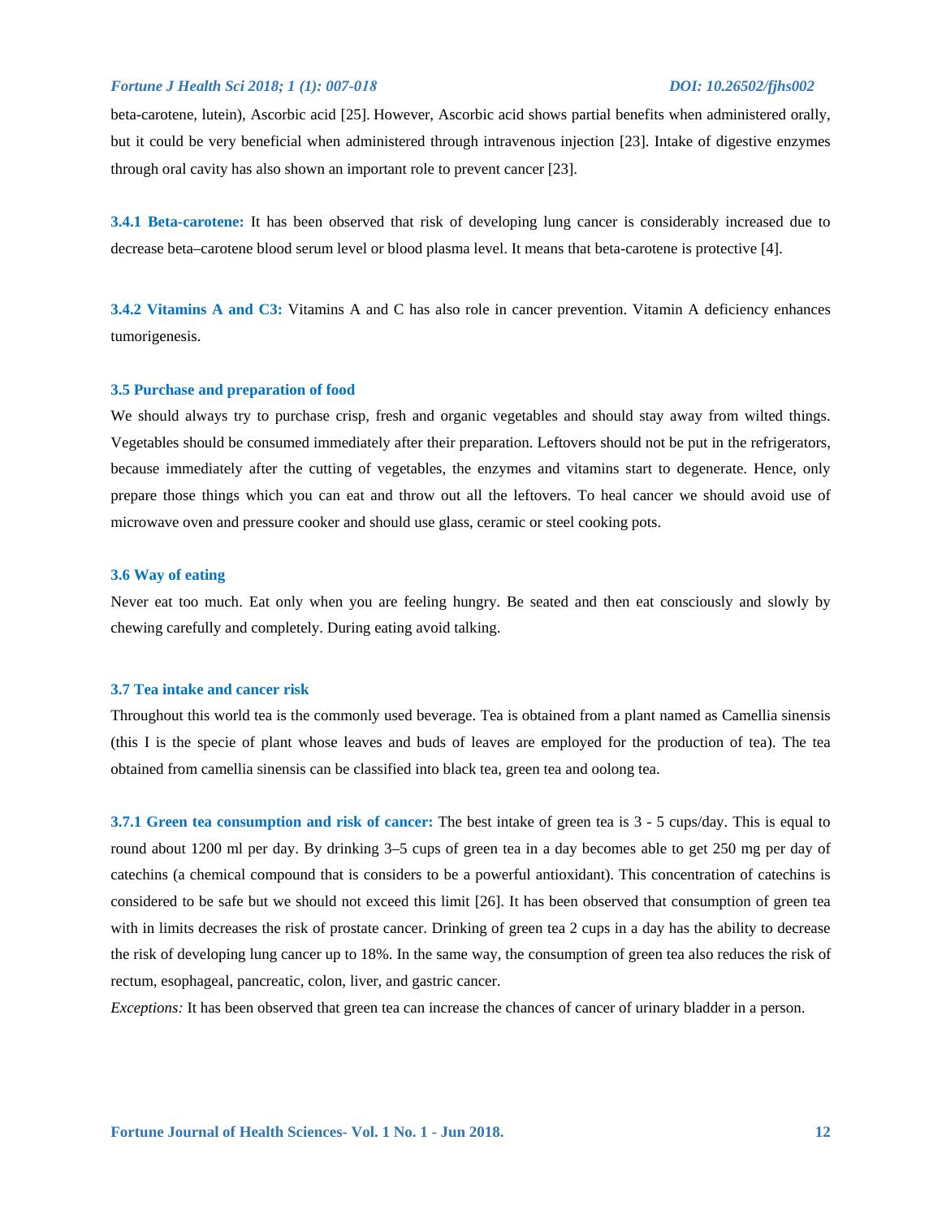beta-carotene, lutein), Ascorbic acid [25]. However, Ascorbic acid shows partial benefits when administered orally, but it could be very beneficial when administered through intravenous injection [23]. Intake of digestive enzymes through oral cavity has also shown an important role to prevent cancer [23].

**3.4.1 Beta-carotene:** It has been observed that risk of developing lung cancer is considerably increased due to decrease beta–carotene blood serum level or blood plasma level. It means that beta-carotene is protective [4].

**3.4.2 Vitamins A and C3:** Vitamins A and C has also role in cancer prevention. Vitamin A deficiency enhances tumorigenesis.

### 3.5 Purchase and preparation of food

We should always try to purchase crisp, fresh and organic vegetables and should stay away from wilted things. Vegetables should be consumed immediately after their preparation. Leftovers should not be put in the refrigerators, because immediately after the cutting of vegetables, the enzymes and vitamins start to degenerate. Hence, only prepare those things which you can eat and throw out all the leftovers. To heal cancer we should avoid use of microwave oven and pressure cooker and should use glass, ceramic or steel cooking pots.

### 3.6 Way of eating

Never eat too much. Eat only when you are feeling hungry. Be seated and then eat consciously and slowly by chewing carefully and completely. During eating avoid talking.

### 3.7 Tea intake and cancer risk

Throughout this world tea is the commonly used beverage. Tea is obtained from a plant named as Camellia sinensis (this I is the specie of plant whose leaves and buds of leaves are employed for the production of tea). The tea obtained from camellia sinensis can be classified into black tea, green tea and oolong tea.

**3.7.1 Green tea consumption and risk of cancer:** The best intake of green tea is 3 - 5 cups/day. This is equal to round about 1200 ml per day. By drinking 3–5 cups of green tea in a day becomes able to get 250 mg per day of catechins (a chemical compound that is considers to be a powerful antioxidant). This concentration of catechins is considered to be safe but we should not exceed this limit [26]. It has been observed that consumption of green tea with in limits decreases the risk of prostate cancer. Drinking of green tea 2 cups in a day has the ability to decrease the risk of developing lung cancer up to 18%. In the same way, the consumption of green tea also reduces the risk of rectum, esophageal, pancreatic, colon, liver, and gastric cancer.

*Exceptions:* It has been observed that green tea can increase the chances of cancer of urinary bladder in a person.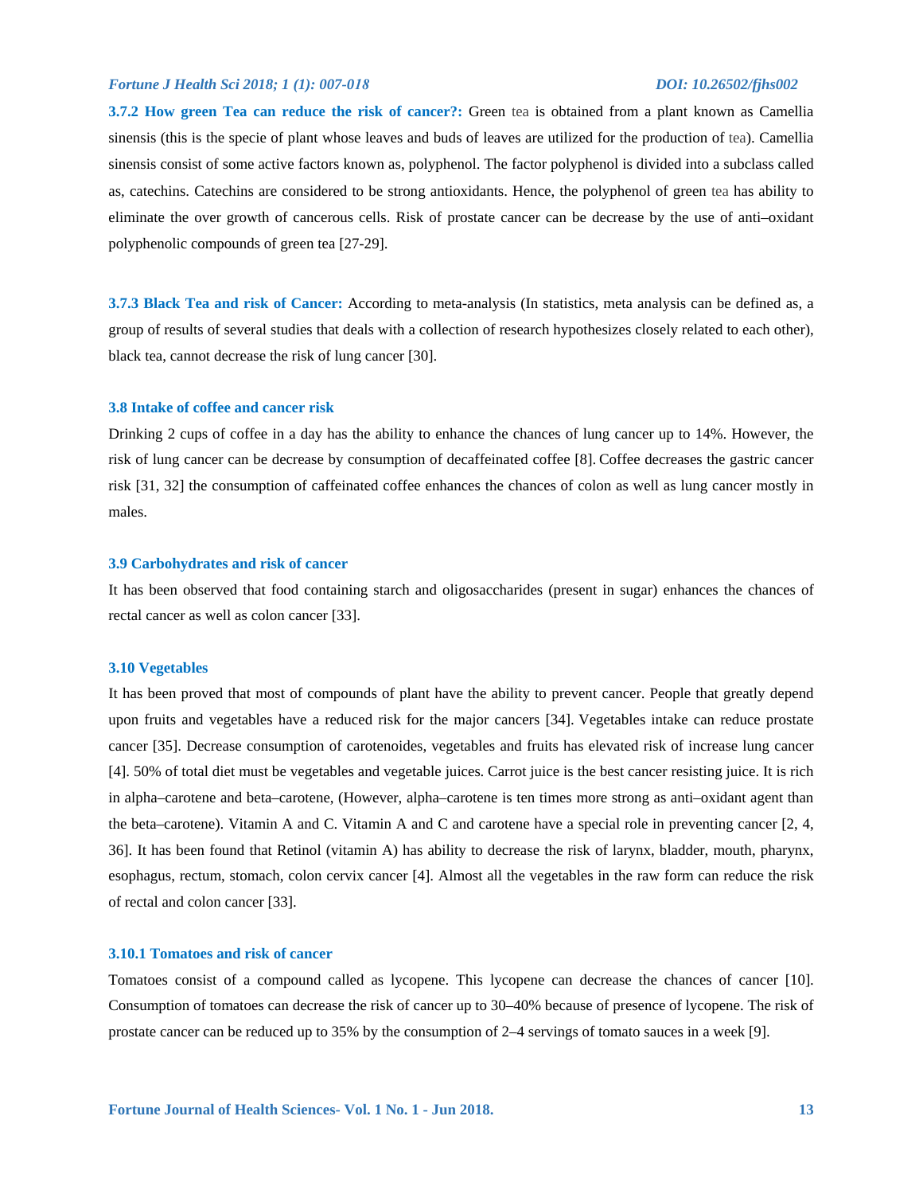**3.7.2 How green Tea can reduce the risk of cancer?:** Green tea is obtained from a plant known as Camellia sinensis (this is the specie of plant whose leaves and buds of leaves are utilized for the production of tea). Camellia sinensis consist of some active factors known as, polyphenol. The factor polyphenol is divided into a subclass called as, catechins. Catechins are considered to be strong antioxidants. Hence, the polyphenol of green tea has ability to eliminate the over growth of cancerous cells. Risk of prostate cancer can be decrease by the use of anti–oxidant polyphenolic compounds of green tea [27-29].

**3.7.3 Black Tea and risk of Cancer:** According to meta-analysis (In statistics, meta analysis can be defined as, a group of results of several studies that deals with a collection of research hypothesizes closely related to each other), black tea, cannot decrease the risk of lung cancer [30].

### 3.8 Intake of coffee and cancer risk

Drinking 2 cups of coffee in a day has the ability to enhance the chances of lung cancer up to 14%. However, the risk of lung cancer can be decrease by consumption of decaffeinated coffee [8]. Coffee decreases the gastric cancer risk [31, 32] the consumption of caffeinated coffee enhances the chances of colon as well as lung cancer mostly in males.

### 3.9 Carbohydrates and risk of cancer

It has been observed that food containing starch and oligosaccharides (present in sugar) enhances the chances of rectal cancer as well as colon cancer [33].

### 3.10 Vegetables

It has been proved that most of compounds of plant have the ability to prevent cancer. People that greatly depend upon fruits and vegetables have a reduced risk for the major cancers [34]. Vegetables intake can reduce prostate cancer [35]. Decrease consumption of carotenoides, vegetables and fruits has elevated risk of increase lung cancer [4]. 50% of total diet must be vegetables and vegetable juices. Carrot juice is the best cancer resisting juice. It is rich in alpha–carotene and beta–carotene, (However, alpha–carotene is ten times more strong as anti–oxidant agent than the beta–carotene). Vitamin A and C. Vitamin A and C and carotene have a special role in preventing cancer [2, 4, 36]. It has been found that Retinol (vitamin A) has ability to decrease the risk of larynx, bladder, mouth, pharynx, esophagus, rectum, stomach, colon cervix cancer [4]. Almost all the vegetables in the raw form can reduce the risk of rectal and colon cancer [33].

#### 3.10.1 Tomatoes and risk of cancer

Tomatoes consist of a compound called as lycopene. This lycopene can decrease the chances of cancer [10]. Consumption of tomatoes can decrease the risk of cancer up to 30–40% because of presence of lycopene. The risk of prostate cancer can be reduced up to 35% by the consumption of 2–4 servings of tomato sauces in a week [9].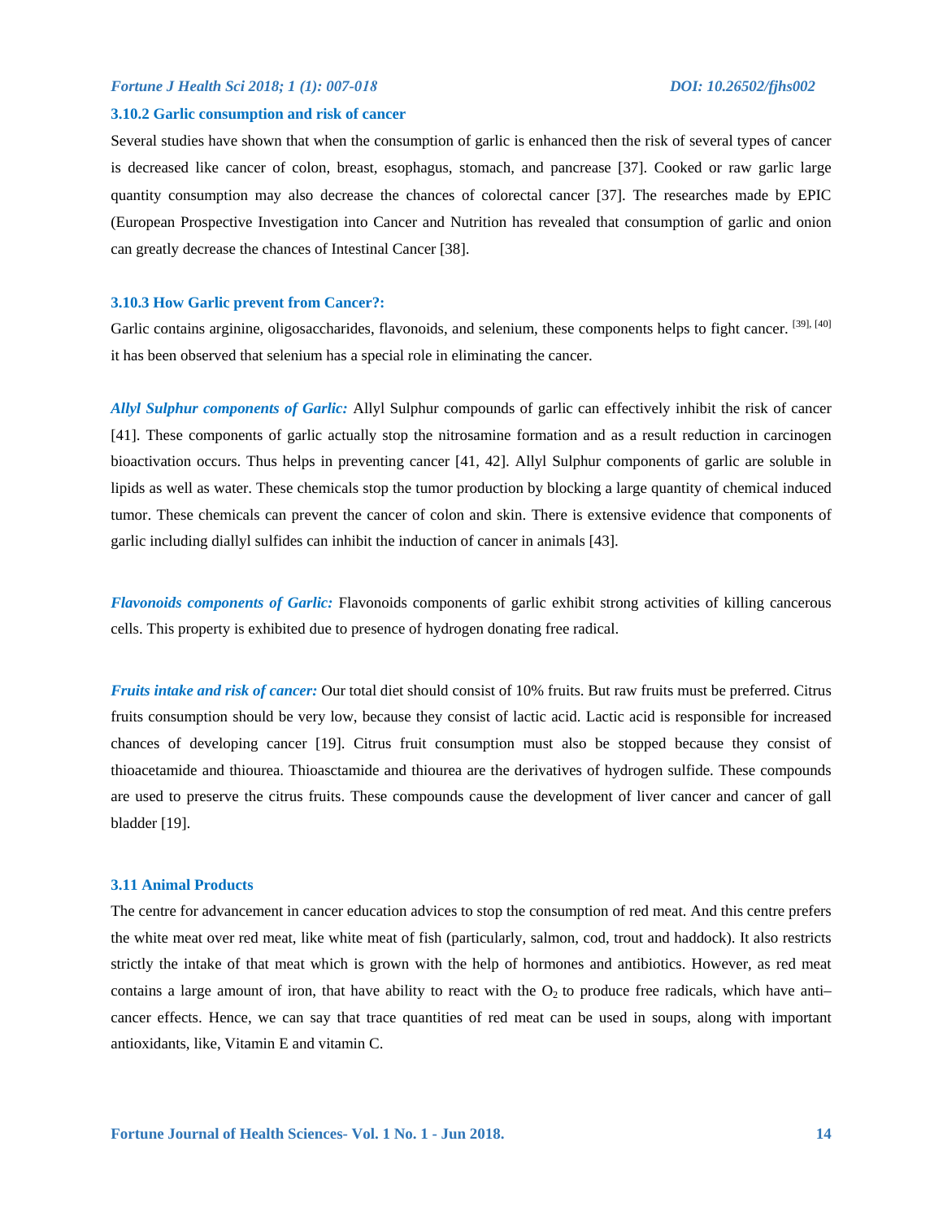### 3.10.2 Garlic consumption and risk of cancer

Several studies have shown that when the consumption of garlic is enhanced then the risk of several types of cancer is decreased like cancer of colon, breast, esophagus, stomach, and pancrease [37]. Cooked or raw garlic large quantity consumption may also decrease the chances of colorectal cancer [37]. The researches made by EPIC (European Prospective Investigation into Cancer and Nutrition has revealed that consumption of garlic and onion can greatly decrease the chances of Intestinal Cancer [38].

### 3.10.3 How Garlic prevent from Cancer?:

Garlic contains arginine, oligosaccharides, flavonoids, and selenium, these components helps to fight cancer. [39], [40] it has been observed that selenium has a special role in eliminating the cancer.

***Allyl Sulphur components of Garlic:*** Allyl Sulphur compounds of garlic can effectively inhibit the risk of cancer [41]. These components of garlic actually stop the nitrosamine formation and as a result reduction in carcinogen bioactivation occurs. Thus helps in preventing cancer [41, 42]. Allyl Sulphur components of garlic are soluble in lipids as well as water. These chemicals stop the tumor production by blocking a large quantity of chemical induced tumor. These chemicals can prevent the cancer of colon and skin. There is extensive evidence that components of garlic including diallyl sulfides can inhibit the induction of cancer in animals [43].

***Flavonoids components of Garlic:*** Flavonoids components of garlic exhibit strong activities of killing cancerous cells. This property is exhibited due to presence of hydrogen donating free radical.

***Fruits intake and risk of cancer:*** Our total diet should consist of 10% fruits. But raw fruits must be preferred. Citrus fruits consumption should be very low, because they consist of lactic acid. Lactic acid is responsible for increased chances of developing cancer [19]. Citrus fruit consumption must also be stopped because they consist of thioacetamide and thiourea. Thioasctamide and thiourea are the derivatives of hydrogen sulfide. These compounds are used to preserve the citrus fruits. These compounds cause the development of liver cancer and cancer of gall bladder [19].

### 3.11 Animal Products

The centre for advancement in cancer education advices to stop the consumption of red meat. And this centre prefers the white meat over red meat, like white meat of fish (particularly, salmon, cod, trout and haddock). It also restricts strictly the intake of that meat which is grown with the help of hormones and antibiotics. However, as red meat contains a large amount of iron, that have ability to react with the $O_2$ to produce free radicals, which have anti–cancer effects. Hence, we can say that trace quantities of red meat can be used in soups, along with important antioxidants, like, Vitamin E and vitamin C.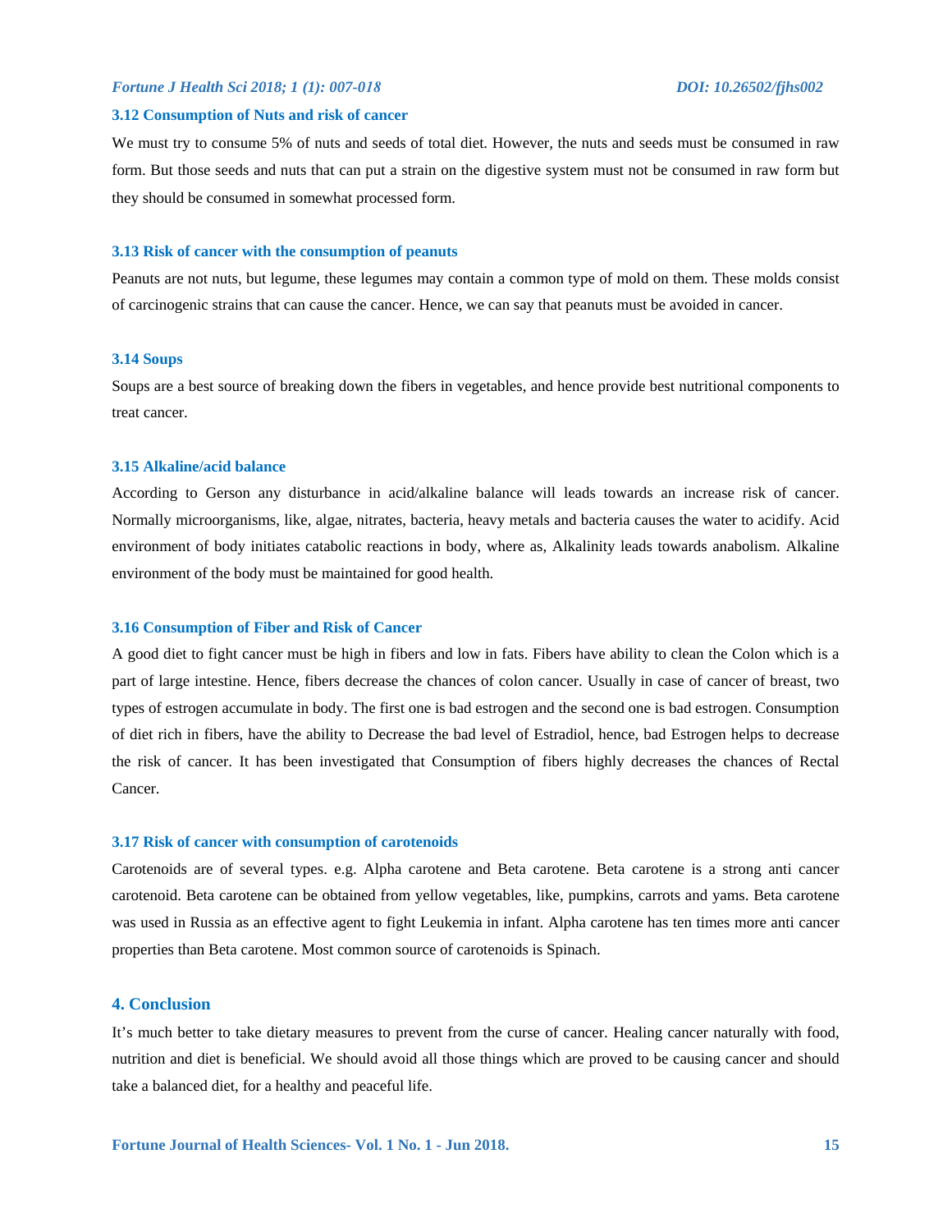### 3.12 Consumption of Nuts and risk of cancer

We must try to consume 5% of nuts and seeds of total diet. However, the nuts and seeds must be consumed in raw form. But those seeds and nuts that can put a strain on the digestive system must not be consumed in raw form but they should be consumed in somewhat processed form.

### 3.13 Risk of cancer with the consumption of peanuts

Peanuts are not nuts, but legume, these legumes may contain a common type of mold on them. These molds consist of carcinogenic strains that can cause the cancer. Hence, we can say that peanuts must be avoided in cancer.

### 3.14 Soups

Soups are a best source of breaking down the fibers in vegetables, and hence provide best nutritional components to treat cancer.

### 3.15 Alkaline/acid balance

According to Gerson any disturbance in acid/alkaline balance will leads towards an increase risk of cancer. Normally microorganisms, like, algae, nitrates, bacteria, heavy metals and bacteria causes the water to acidify. Acid environment of body initiates catabolic reactions in body, where as, Alkalinity leads towards anabolism. Alkaline environment of the body must be maintained for good health.

### 3.16 Consumption of Fiber and Risk of Cancer

A good diet to fight cancer must be high in fibers and low in fats. Fibers have ability to clean the Colon which is a part of large intestine. Hence, fibers decrease the chances of colon cancer. Usually in case of cancer of breast, two types of estrogen accumulate in body. The first one is bad estrogen and the second one is bad estrogen. Consumption of diet rich in fibers, have the ability to Decrease the bad level of Estradiol, hence, bad Estrogen helps to decrease the risk of cancer. It has been investigated that Consumption of fibers highly decreases the chances of Rectal Cancer.

### 3.17 Risk of cancer with consumption of carotenoids

Carotenoids are of several types. e.g. Alpha carotene and Beta carotene. Beta carotene is a strong anti cancer carotenoid. Beta carotene can be obtained from yellow vegetables, like, pumpkins, carrots and yams. Beta carotene was used in Russia as an effective agent to fight Leukemia in infant. Alpha carotene has ten times more anti cancer properties than Beta carotene. Most common source of carotenoids is Spinach.

## 4. Conclusion

It's much better to take dietary measures to prevent from the curse of cancer. Healing cancer naturally with food, nutrition and diet is beneficial. We should avoid all those things which are proved to be causing cancer and should take a balanced diet, for a healthy and peaceful life.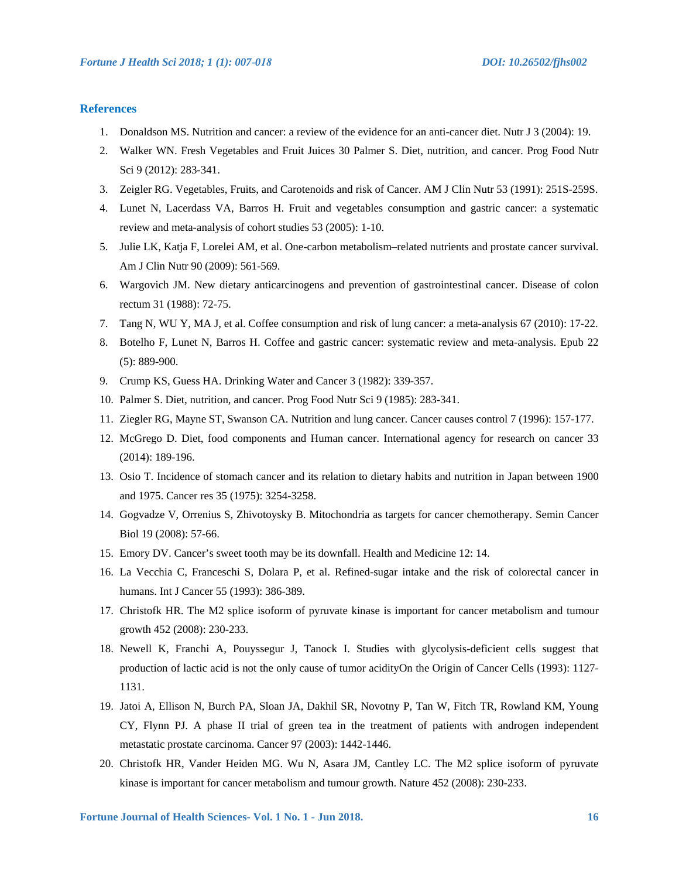## References

1. Donaldson MS. Nutrition and cancer: a review of the evidence for an anti-cancer diet. Nutr J 3 (2004): 19.
2. Walker WN. Fresh Vegetables and Fruit Juices 30 Palmer S. Diet, nutrition, and cancer. Prog Food Nutr Sci 9 (2012): 283-341.
3. Zeigler RG. Vegetables, Fruits, and Carotenoids and risk of Cancer. AM J Clin Nutr 53 (1991): 251S-259S.
4. Lunet N, Lacerdass VA, Barros H. Fruit and vegetables consumption and gastric cancer: a systematic review and meta-analysis of cohort studies 53 (2005): 1-10.
5. Julie LK, Katja F, Lorelei AM, et al. One-carbon metabolism–related nutrients and prostate cancer survival. Am J Clin Nutr 90 (2009): 561-569.
6. Wargovich JM. New dietary anticarcinogens and prevention of gastrointestinal cancer. Disease of colon rectum 31 (1988): 72-75.
7. Tang N, WU Y, MA J, et al. Coffee consumption and risk of lung cancer: a meta-analysis 67 (2010): 17-22.
8. Botelho F, Lunet N, Barros H. Coffee and gastric cancer: systematic review and meta-analysis. Epub 22 (5): 889-900.
9. Crump KS, Guess HA. Drinking Water and Cancer 3 (1982): 339-357.
10. Palmer S. Diet, nutrition, and cancer. Prog Food Nutr Sci 9 (1985): 283-341.
11. Ziegler RG, Mayne ST, Swanson CA. Nutrition and lung cancer. Cancer causes control 7 (1996): 157-177.
12. McGrego D. Diet, food components and Human cancer. International agency for research on cancer 33 (2014): 189-196.
13. Osio T. Incidence of stomach cancer and its relation to dietary habits and nutrition in Japan between 1900 and 1975. Cancer res 35 (1975): 3254-3258.
14. Gogvadze V, Orrenius S, Zhivotoysky B. Mitochondria as targets for cancer chemotherapy. Semin Cancer Biol 19 (2008): 57-66.
15. Emory DV. Cancer's sweet tooth may be its downfall. Health and Medicine 12: 14.
16. La Vecchia C, Franceschi S, Dolara P, et al. Refined-sugar intake and the risk of colorectal cancer in humans. Int J Cancer 55 (1993): 386-389.
17. Christofk HR. The M2 splice isoform of pyruvate kinase is important for cancer metabolism and tumour growth 452 (2008): 230-233.
18. Newell K, Franchi A, Pouyssegur J, Tanock I. Studies with glycolysis-deficient cells suggest that production of lactic acid is not the only cause of tumor acidityOn the Origin of Cancer Cells (1993): 1127-1131.
19. Jatoi A, Ellison N, Burch PA, Sloan JA, Dakhil SR, Novotny P, Tan W, Fitch TR, Rowland KM, Young CY, Flynn PJ. A phase II trial of green tea in the treatment of patients with androgen independent metastatic prostate carcinoma. Cancer 97 (2003): 1442-1446.
20. Christofk HR, Vander Heiden MG. Wu N, Asara JM, Cantley LC. The M2 splice isoform of pyruvate kinase is important for cancer metabolism and tumour growth. Nature 452 (2008): 230-233.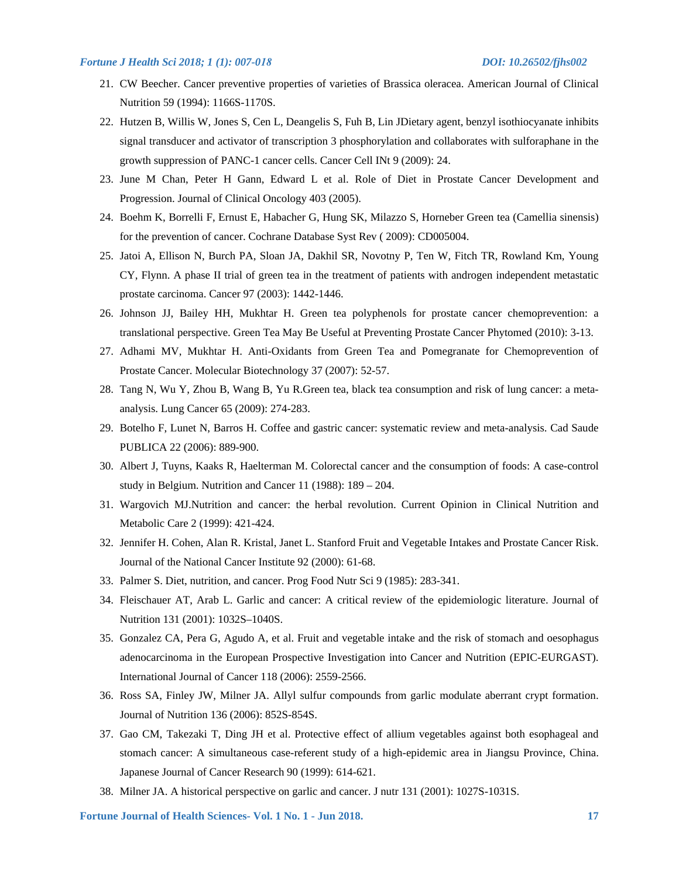21. CW Beecher. Cancer preventive properties of varieties of Brassica oleracea. American Journal of Clinical Nutrition 59 (1994): 1166S-1170S.
22. Hutzen B, Willis W, Jones S, Cen L, Deangelis S, Fuh B, Lin JDietary agent, benzyl isothiocyanate inhibits signal transducer and activator of transcription 3 phosphorylation and collaborates with sulforaphane in the growth suppression of PANC-1 cancer cells. Cancer Cell INt 9 (2009): 24.
23. June M Chan, Peter H Gann, Edward L et al. Role of Diet in Prostate Cancer Development and Progression. Journal of Clinical Oncology 403 (2005).
24. Boehm K, Borrelli F, Ernust E, Habacher G, Hung SK, Milazzo S, Horneber Green tea (Camellia sinensis) for the prevention of cancer. Cochrane Database Syst Rev ( 2009): CD005004.
25. Jatoi A, Ellison N, Burch PA, Sloan JA, Dakhil SR, Novotny P, Ten W, Fitch TR, Rowland Km, Young CY, Flynn. A phase II trial of green tea in the treatment of patients with androgen independent metastatic prostate carcinoma. Cancer 97 (2003): 1442-1446.
26. Johnson JJ, Bailey HH, Mukhtar H. Green tea polyphenols for prostate cancer chemoprevention: a translational perspective. Green Tea May Be Useful at Preventing Prostate Cancer Phytomed (2010): 3-13.
27. Adhami MV, Mukhtar H. Anti-Oxidants from Green Tea and Pomegranate for Chemoprevention of Prostate Cancer. Molecular Biotechnology 37 (2007): 52-57.
28. Tang N, Wu Y, Zhou B, Wang B, Yu R.Green tea, black tea consumption and risk of lung cancer: a meta-analysis. Lung Cancer 65 (2009): 274-283.
29. Botelho F, Lunet N, Barros H. Coffee and gastric cancer: systematic review and meta-analysis. Cad Saude PUBLICA 22 (2006): 889-900.
30. Albert J, Tuyns, Kaaks R, Haelterman M. Colorectal cancer and the consumption of foods: A case-control study in Belgium. Nutrition and Cancer 11 (1988): 189 – 204.
31. Wargovich MJ.Nutrition and cancer: the herbal revolution. Current Opinion in Clinical Nutrition and Metabolic Care 2 (1999): 421-424.
32. Jennifer H. Cohen, Alan R. Kristal, Janet L. Stanford Fruit and Vegetable Intakes and Prostate Cancer Risk. Journal of the National Cancer Institute 92 (2000): 61-68.
33. Palmer S. Diet, nutrition, and cancer. Prog Food Nutr Sci 9 (1985): 283-341.
34. Fleischauer AT, Arab L. Garlic and cancer: A critical review of the epidemiologic literature. Journal of Nutrition 131 (2001): 1032S–1040S.
35. Gonzalez CA, Pera G, Agudo A, et al. Fruit and vegetable intake and the risk of stomach and oesophagus adenocarcinoma in the European Prospective Investigation into Cancer and Nutrition (EPIC-EURGAST). International Journal of Cancer 118 (2006): 2559-2566.
36. Ross SA, Finley JW, Milner JA. Allyl sulfur compounds from garlic modulate aberrant crypt formation. Journal of Nutrition 136 (2006): 852S-854S.
37. Gao CM, Takezaki T, Ding JH et al. Protective effect of allium vegetables against both esophageal and stomach cancer: A simultaneous case-referent study of a high-epidemic area in Jiangsu Province, China. Japanese Journal of Cancer Research 90 (1999): 614-621.
38. Milner JA. A historical perspective on garlic and cancer. J nutr 131 (2001): 1027S-1031S.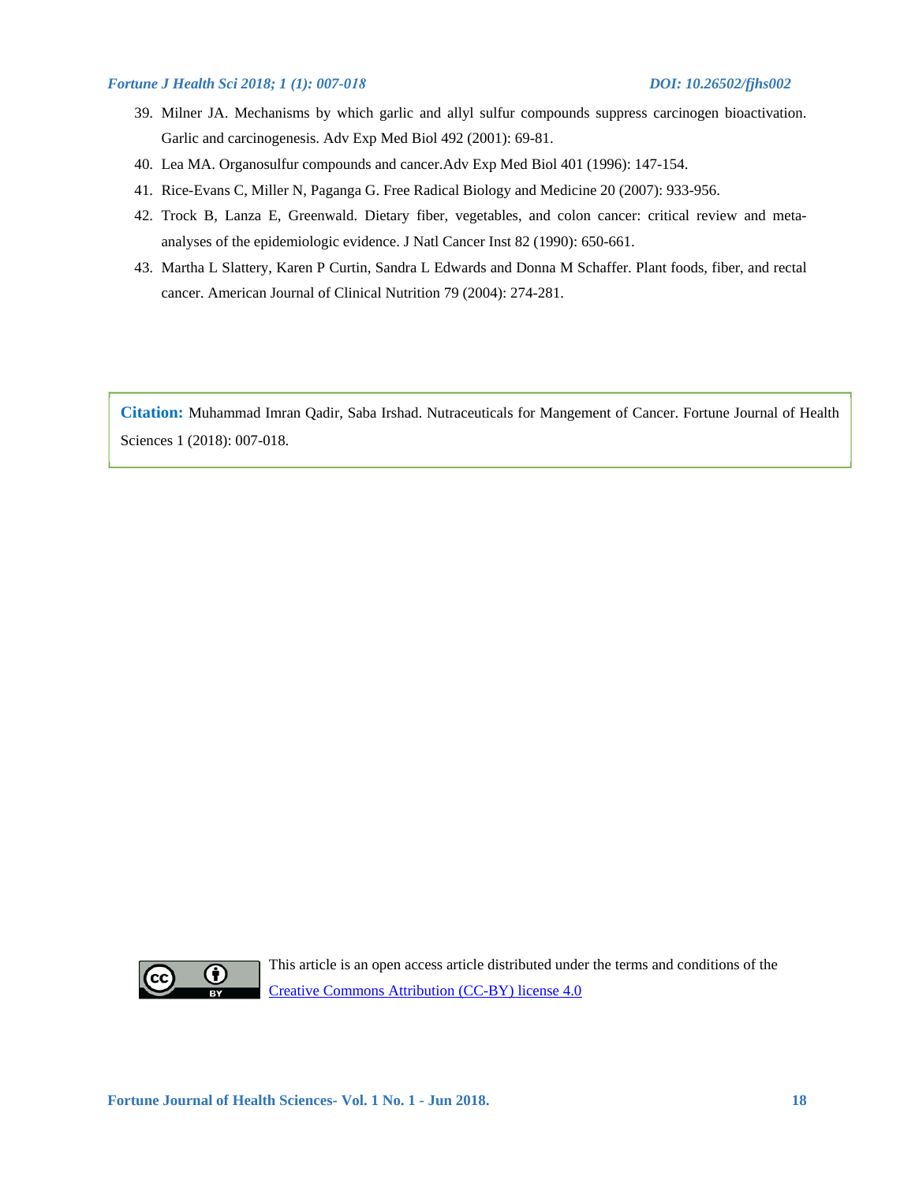39. Milner JA. Mechanisms by which garlic and allyl sulfur compounds suppress carcinogen bioactivation. Garlic and carcinogenesis. Adv Exp Med Biol 492 (2001): 69-81.
40. Lea MA. Organosulfur compounds and cancer.Adv Exp Med Biol 401 (1996): 147-154.
41. Rice-Evans C, Miller N, Paganga G. Free Radical Biology and Medicine 20 (2007): 933-956.
42. Trock B, Lanza E, Greenwald. Dietary fiber, vegetables, and colon cancer: critical review and meta-analyses of the epidemiologic evidence. J Natl Cancer Inst 82 (1990): 650-661.
43. Martha L Slattery, Karen P Curtin, Sandra L Edwards and Donna M Schaffer. Plant foods, fiber, and rectal cancer. American Journal of Clinical Nutrition 79 (2004): 274-281.

**Citation:** Muhammad Imran Qadir, Saba Irshad. Nutraceuticals for Mangement of Cancer. Fortune Journal of Health Sciences 1 (2018): 007-018.

This article is an open access article distributed under the terms and conditions of the [Creative Commons Attribution (CC-BY) license 4.0]